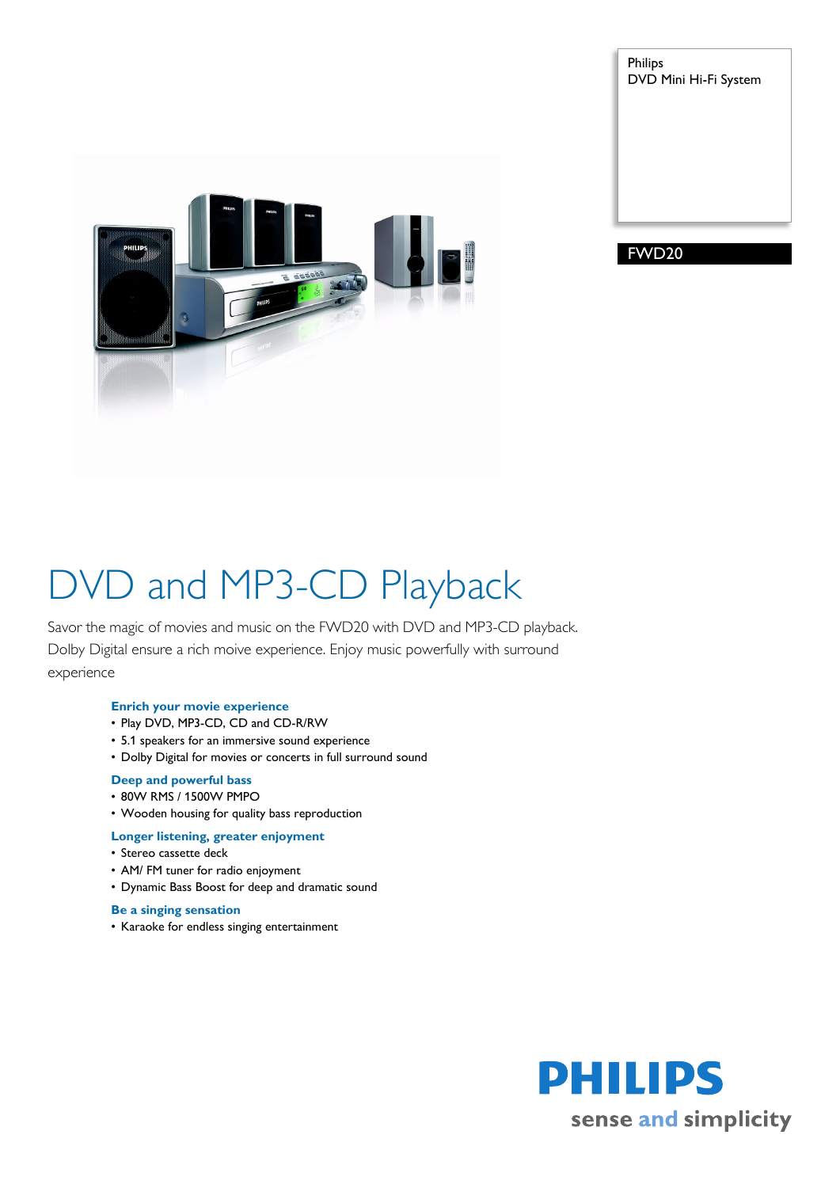Philips
DVD Mini Hi-Fi System

FWD20

# DVD and MP3-CD Playback

Savor the magic of movies and music on the FWD20 with DVD and MP3-CD playback. Dolby Digital ensure a rich moive experience. Enjoy music powerfully with surround experience

### Enrich your movie experience

- Play DVD, MP3-CD, CD and CD-R/RW
- 5.1 speakers for an immersive sound experience
- Dolby Digital for movies or concerts in full surround sound

### Deep and powerful bass

- 80W RMS / 1500W PMPO
- Wooden housing for quality bass reproduction

### Longer listening, greater enjoyment

- Stereo cassette deck
- AM/ FM tuner for radio enjoyment
- Dynamic Bass Boost for deep and dramatic sound

### Be a singing sensation

- Karaoke for endless singing entertainment

PHILIPS
sense and simplicity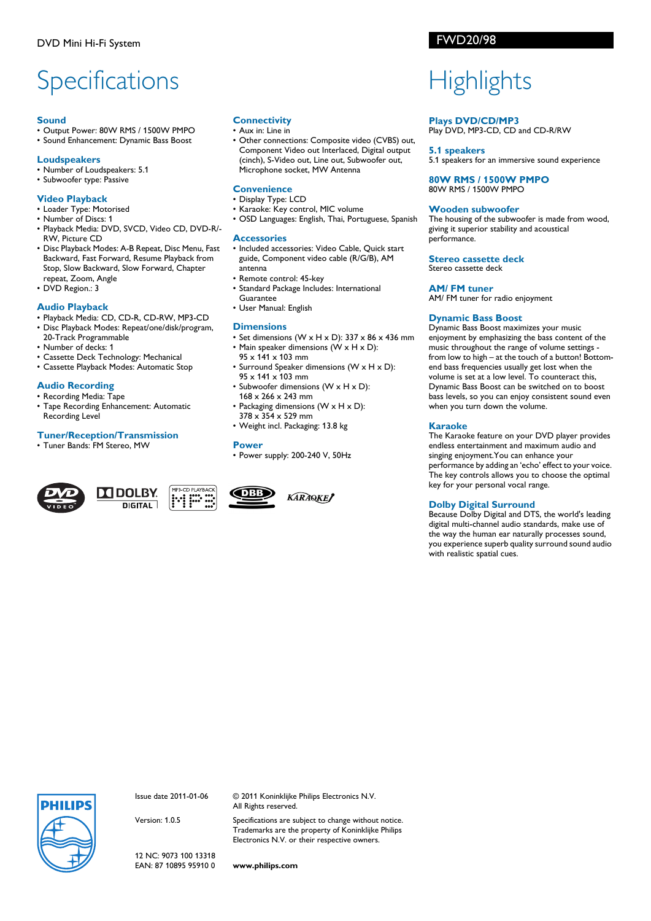DVD Mini Hi-Fi System

FWD20/98

# Specifications

## Sound
- Output Power: 80W RMS / 1500W PMPO
- Sound Enhancement: Dynamic Bass Boost

## Loudspeakers
- Number of Loudspeakers: 5.1
- Subwoofer type: Passive

## Video Playback
- Loader Type: Motorised
- Number of Discs: 1
- Playback Media: DVD, SVCD, Video CD, DVD-R/-RW, Picture CD
- Disc Playback Modes: A-B Repeat, Disc Menu, Fast Backward, Fast Forward, Resume Playback from Stop, Slow Backward, Slow Forward, Chapter repeat, Zoom, Angle
- DVD Region.: 3

## Audio Playback
- Playback Media: CD, CD-R, CD-RW, MP3-CD
- Disc Playback Modes: Repeat/one/disk/program, 20-Track Programmable
- Number of decks: 1
- Cassette Deck Technology: Mechanical
- Cassette Playback Modes: Automatic Stop

## Audio Recording
- Recording Media: Tape
- Tape Recording Enhancement: Automatic Recording Level

## Tuner/Reception/Transmission
- Tuner Bands: FM Stereo, MW

## Connectivity
- Aux in: Line in
- Other connections: Composite video (CVBS) out, Component Video out Interlaced, Digital output (cinch), S-Video out, Line out, Subwoofer out, Microphone socket, MW Antenna

## Convenience
- Display Type: LCD
- Karaoke: Key control, MIC volume
- OSD Languages: English, Thai, Portuguese, Spanish

## Accessories
- Included accessories: Video Cable, Quick start guide, Component video cable (R/G/B), AM antenna
- Remote control: 45-key
- Standard Package Includes: International Guarantee
- User Manual: English

## Dimensions
- Set dimensions (W x H x D): 337 x 86 x 436 mm
- Main speaker dimensions (W x H x D): 95 x 141 x 103 mm
- Surround Speaker dimensions (W x H x D): 95 x 141 x 103 mm
- Subwoofer dimensions (W x H x D): 168 x 266 x 243 mm
- Packaging dimensions (W x H x D): 378 x 354 x 529 mm
- Weight incl. Packaging: 13.8 kg

## Power
- Power supply: 200-240 V, 50Hz

# Highlights

## Plays DVD/CD/MP3
Play DVD, MP3-CD, CD and CD-R/RW

## 5.1 speakers
5.1 speakers for an immersive sound experience

## 80W RMS / 1500W PMPO
80W RMS / 1500W PMPO

## Wooden subwoofer
The housing of the subwoofer is made from wood, giving it superior stability and acoustical performance.

## Stereo cassette deck
Stereo cassette deck

## AM/ FM tuner
AM/ FM tuner for radio enjoyment

## Dynamic Bass Boost
Dynamic Bass Boost maximizes your music enjoyment by emphasizing the bass content of the music throughout the range of volume settings - from low to high – at the touch of a button! Bottom-end bass frequencies usually get lost when the volume is set at a low level. To counteract this, Dynamic Bass Boost can be switched on to boost bass levels, so you can enjoy consistent sound even when you turn down the volume.

## Karaoke
The Karaoke feature on your DVD player provides endless entertainment and maximum audio and singing enjoyment.You can enhance your performance by adding an 'echo' effect to your voice. The key controls allows you to choose the optimal key for your personal vocal range.

## Dolby Digital Surround
Because Dolby Digital and DTS, the world's leading digital multi-channel audio standards, make use of the way the human ear naturally processes sound, you experience superb quality surround sound audio with realistic spatial cues.

Issue date 2011-01-06

Version: 1.0.5

12 NC: 9073 100 13318
EAN: 87 10895 95910 0

© 2011 Koninklijke Philips Electronics N.V.
All Rights reserved.

Specifications are subject to change without notice. Trademarks are the property of Koninklijke Philips Electronics N.V. or their respective owners.

**www.philips.com**